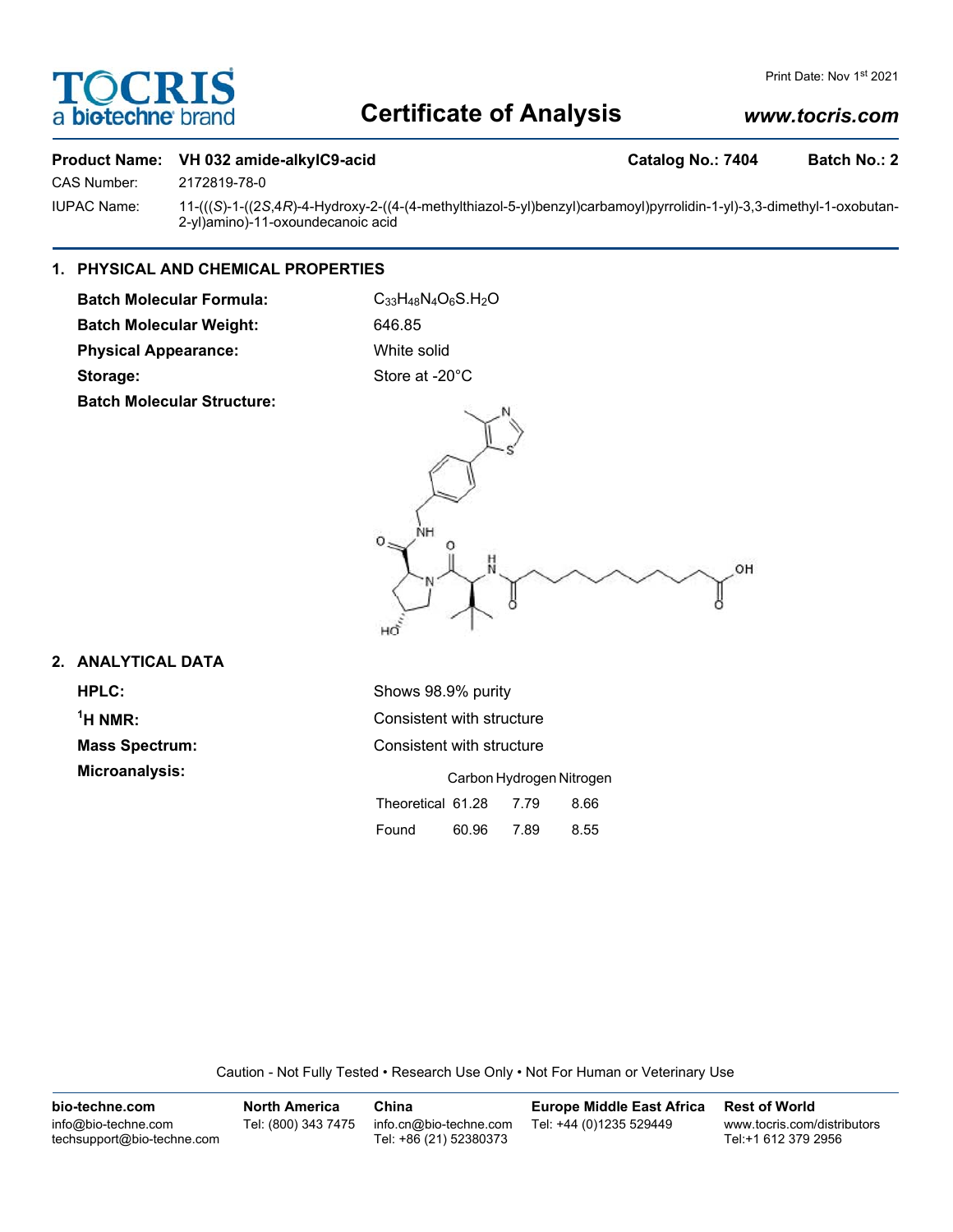# Certificate of Analysis

Print Date: Nov 1st 2021

www.tocris.com

**Product Name:** VH 032 amide-alkylC9-acid **Catalog No.:** 7404 **Batch No.:** 2

CAS Number: 2172819-78-0

IUPAC Name: 11-(((*S*)-1-((2*S*,4*R*)-4-Hydroxy-2-((4-(4-methylthiazol-5-yl)benzyl)carbamoyl)pyrrolidin-1-yl)-3,3-dimethyl-1-oxobutan-2-yl)amino)-11-oxoundecanoic acid

## 1. PHYSICAL AND CHEMICAL PROPERTIES

**Batch Molecular Formula:** $C_{33}H_{48}N_4O_6S.H_2O$

**Batch Molecular Weight:** 646.85

**Physical Appearance:** White solid

**Storage:** Store at -20°C

**Batch Molecular Structure:**

## 2. ANALYTICAL DATA

**HPLC:** Shows 98.9% purity

**$^1$H NMR:** Consistent with structure

**Mass Spectrum:** Consistent with structure

**Microanalysis:**

| | Carbon | Hydrogen | Nitrogen |
|---|---|---|---|
| Theoretical | 61.28 | 7.79 | 8.66 |
| Found | 60.96 | 7.89 | 8.55 |

Caution - Not Fully Tested • Research Use Only • Not For Human or Veterinary Use

**bio-techne.com**
info@bio-techne.com
techsupport@bio-techne.com

**North America**
Tel: (800) 343 7475

**China**
info.cn@bio-techne.com
Tel: +86 (21) 52380373

**Europe Middle East Africa**
Tel: +44 (0)1235 529449

**Rest of World**
www.tocris.com/distributors
Tel:+1 612 379 2956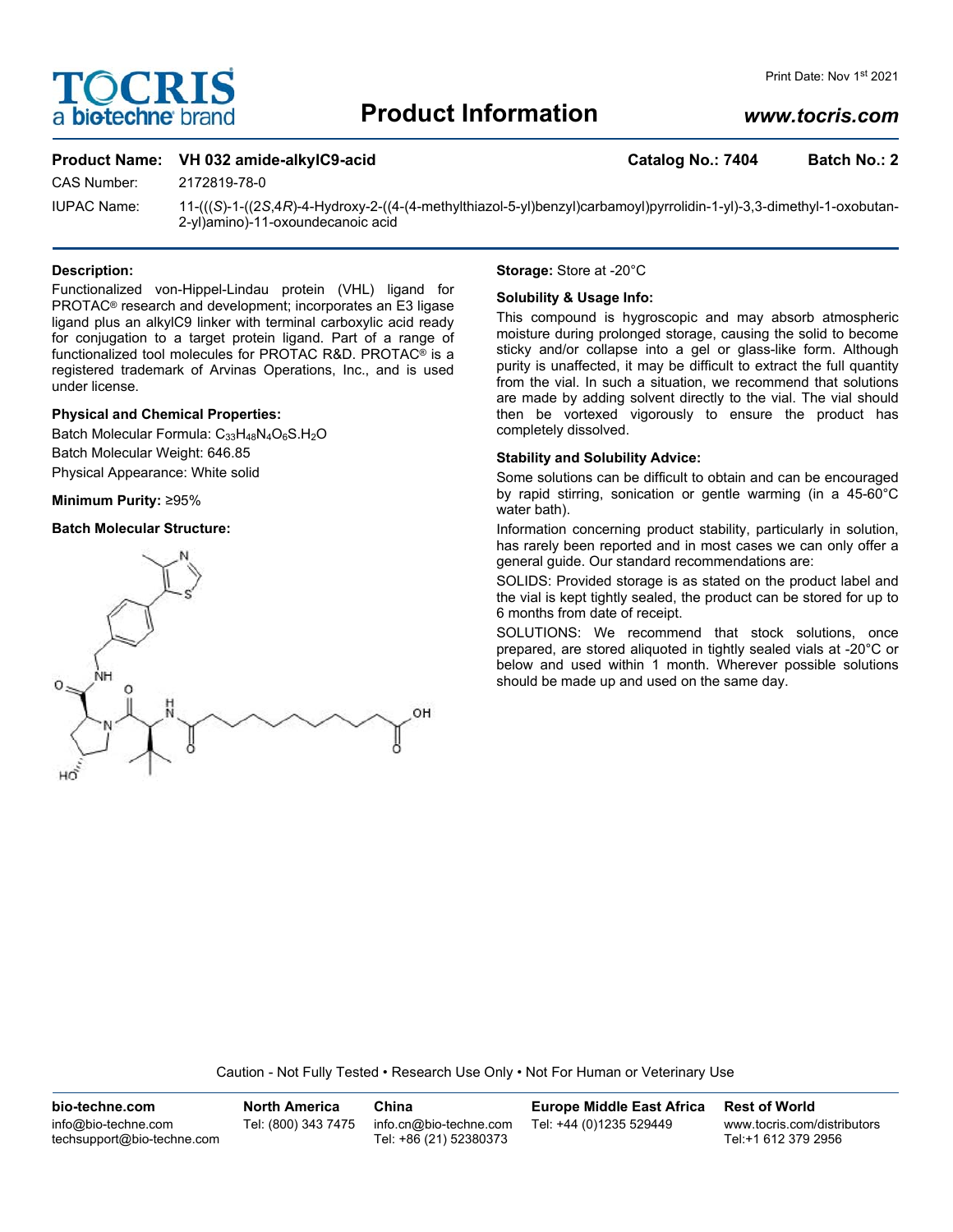# Product Information

www.tocris.com

Print Date: Nov 1st 2021

**Product Name: VH 032 amide-alkylC9-acid** **Catalog No.: 7404** **Batch No.: 2**

CAS Number: 2172819-78-0

IUPAC Name: 11-(((*S*)-1-((2*S*,4*R*)-4-Hydroxy-2-((4-(4-methylthiazol-5-yl)benzyl)carbamoyl)pyrrolidin-1-yl)-3,3-dimethyl-1-oxobutan-2-yl)amino)-11-oxoundecanoic acid

### Description:

Functionalized von-Hippel-Lindau protein (VHL) ligand for PROTAC® research and development; incorporates an E3 ligase ligand plus an alkylC9 linker with terminal carboxylic acid ready for conjugation to a target protein ligand. Part of a range of functionalized tool molecules for PROTAC R&D. PROTAC® is a registered trademark of Arvinas Operations, Inc., and is used under license.

### Physical and Chemical Properties:

Batch Molecular Formula: $C_{33}H_{48}N_4O_6S.H_2O$

Batch Molecular Weight: 646.85

Physical Appearance: White solid

**Minimum Purity:** ≥95%

### Batch Molecular Structure:

**Storage:** Store at -20°C

### Solubility & Usage Info:

This compound is hygroscopic and may absorb atmospheric moisture during prolonged storage, causing the solid to become sticky and/or collapse into a gel or glass-like form. Although purity is unaffected, it may be difficult to extract the full quantity from the vial. In such a situation, we recommend that solutions are made by adding solvent directly to the vial. The vial should then be vortexed vigorously to ensure the product has completely dissolved.

### Stability and Solubility Advice:

Some solutions can be difficult to obtain and can be encouraged by rapid stirring, sonication or gentle warming (in a 45-60°C water bath).

Information concerning product stability, particularly in solution, has rarely been reported and in most cases we can only offer a general guide. Our standard recommendations are:

SOLIDS: Provided storage is as stated on the product label and the vial is kept tightly sealed, the product can be stored for up to 6 months from date of receipt.

SOLUTIONS: We recommend that stock solutions, once prepared, are stored aliquoted in tightly sealed vials at -20°C or below and used within 1 month. Wherever possible solutions should be made up and used on the same day.

Caution - Not Fully Tested • Research Use Only • Not For Human or Veterinary Use

**bio-techne.com**
info@bio-techne.com
techsupport@bio-techne.com

**North America**
Tel: (800) 343 7475

**China**
info.cn@bio-techne.com
Tel: +86 (21) 52380373

**Europe Middle East Africa**
Tel: +44 (0)1235 529449

**Rest of World**
www.tocris.com/distributors
Tel:+1 612 379 2956